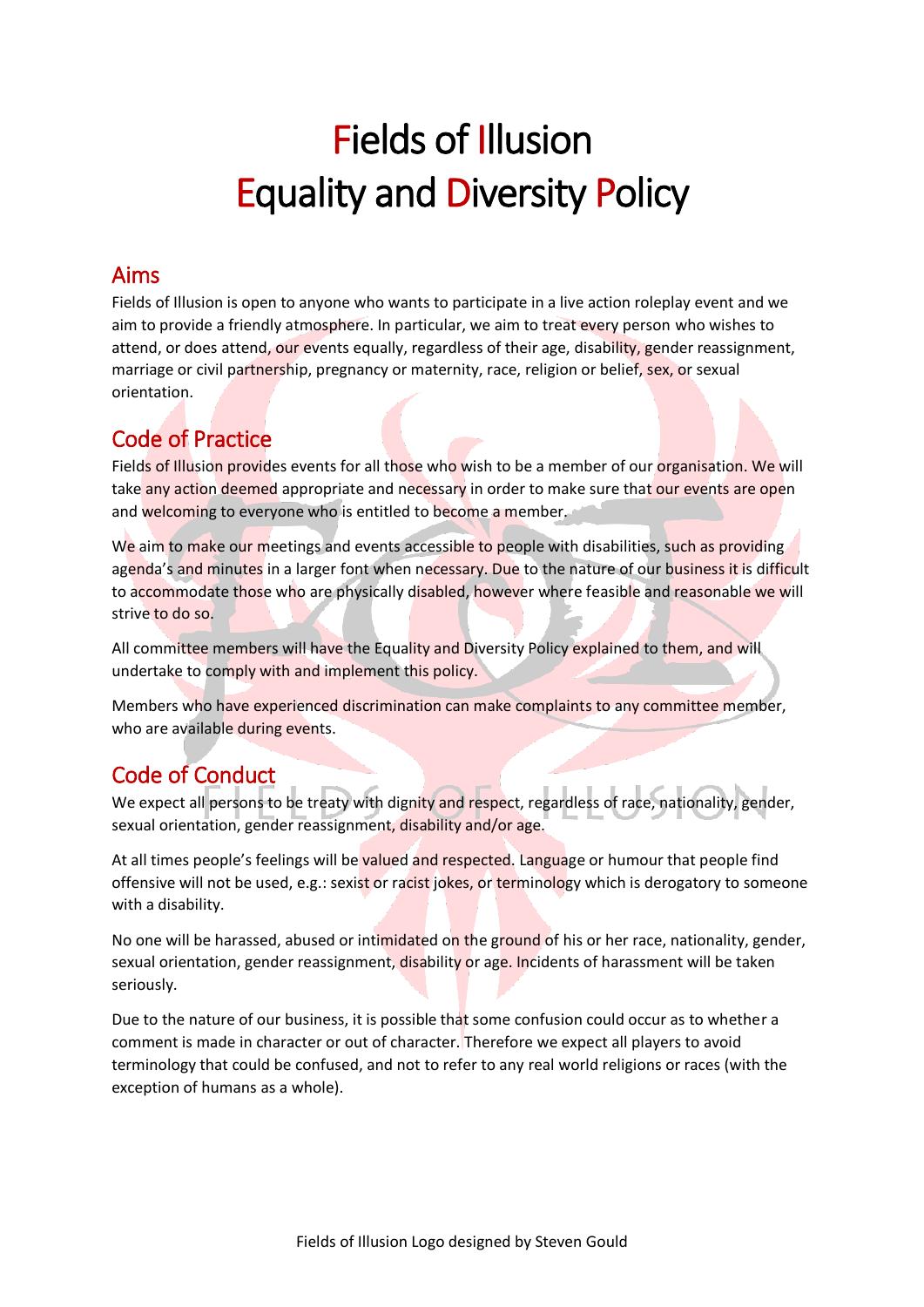# Fields of Illusion
# Equality and Diversity Policy

## Aims

Fields of Illusion is open to anyone who wants to participate in a live action roleplay event and we aim to provide a friendly atmosphere. In particular, we aim to treat every person who wishes to attend, or does attend, our events equally, regardless of their age, disability, gender reassignment, marriage or civil partnership, pregnancy or maternity, race, religion or belief, sex, or sexual orientation.

## Code of Practice

Fields of Illusion provides events for all those who wish to be a member of our organisation. We will take any action deemed appropriate and necessary in order to make sure that our events are open and welcoming to everyone who is entitled to become a member.

We aim to make our meetings and events accessible to people with disabilities, such as providing agenda's and minutes in a larger font when necessary. Due to the nature of our business it is difficult to accommodate those who are physically disabled, however where feasible and reasonable we will strive to do so.

All committee members will have the Equality and Diversity Policy explained to them, and will undertake to comply with and implement this policy.

Members who have experienced discrimination can make complaints to any committee member, who are available during events.

## Code of Conduct

We expect all persons to be treaty with dignity and respect, regardless of race, nationality, gender, sexual orientation, gender reassignment, disability and/or age.

At all times people's feelings will be valued and respected. Language or humour that people find offensive will not be used, e.g.: sexist or racist jokes, or terminology which is derogatory to someone with a disability.

No one will be harassed, abused or intimidated on the ground of his or her race, nationality, gender, sexual orientation, gender reassignment, disability or age. Incidents of harassment will be taken seriously.

Due to the nature of our business, it is possible that some confusion could occur as to whether a comment is made in character or out of character. Therefore we expect all players to avoid terminology that could be confused, and not to refer to any real world religions or races (with the exception of humans as a whole).

Fields of Illusion Logo designed by Steven Gould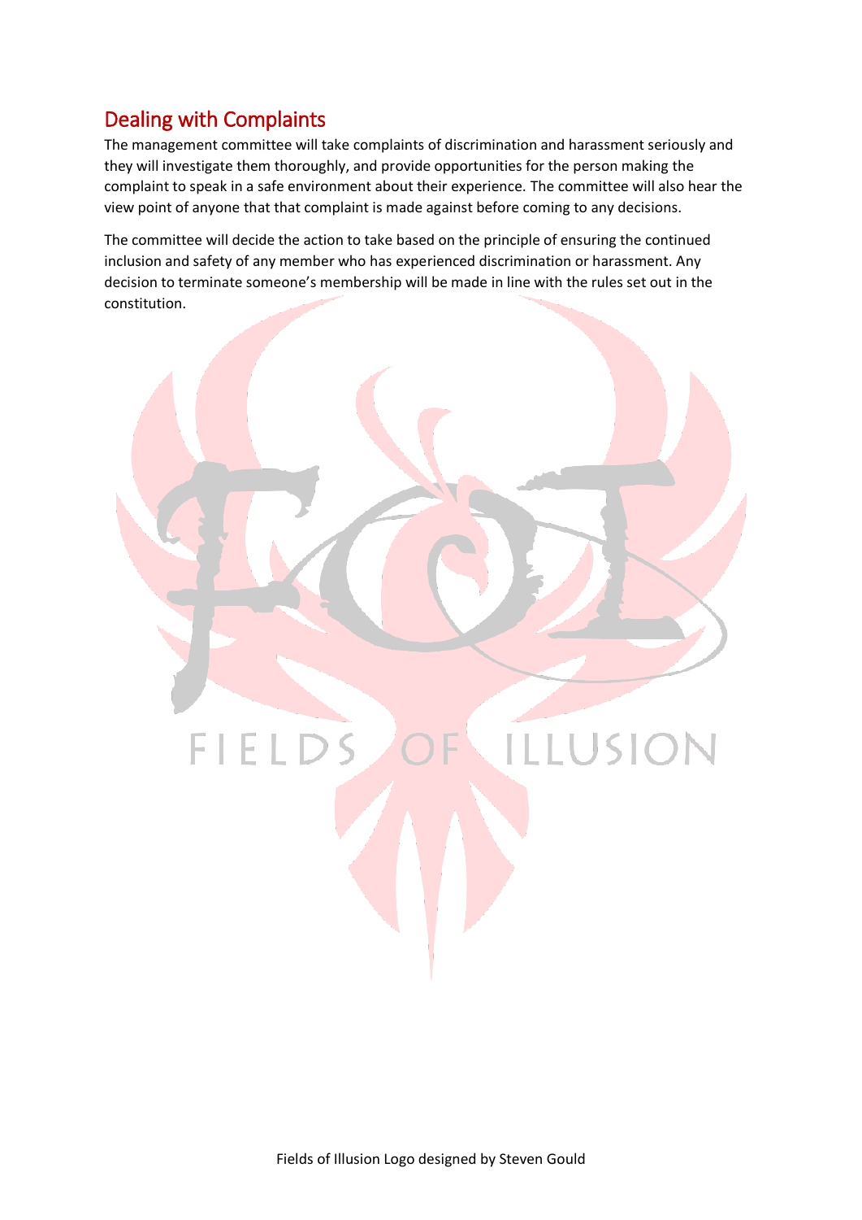## Dealing with Complaints

The management committee will take complaints of discrimination and harassment seriously and they will investigate them thoroughly, and provide opportunities for the person making the complaint to speak in a safe environment about their experience. The committee will also hear the view point of anyone that that complaint is made against before coming to any decisions.

The committee will decide the action to take based on the principle of ensuring the continued inclusion and safety of any member who has experienced discrimination or harassment. Any decision to terminate someone's membership will be made in line with the rules set out in the constitution.

FOI

FIELDS OF ILLUSION

Fields of Illusion Logo designed by Steven Gould